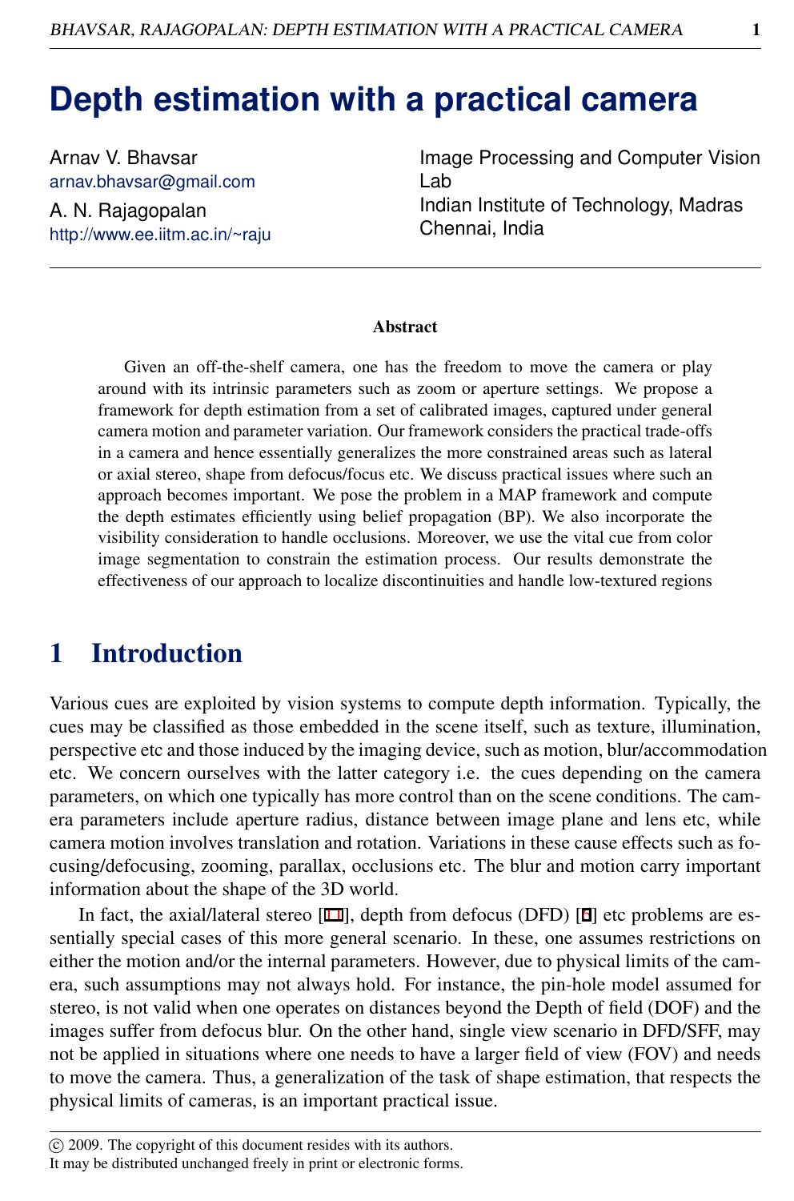# Depth estimation with a practical camera

Arnav V. Bhavsar
arnav.bhavsar@gmail.com

A. N. Rajagopalan
http://www.ee.iitm.ac.in/~raju

Image Processing and Computer Vision Lab
Indian Institute of Technology, Madras
Chennai, India

## Abstract

Given an off-the-shelf camera, one has the freedom to move the camera or play around with its intrinsic parameters such as zoom or aperture settings. We propose a framework for depth estimation from a set of calibrated images, captured under general camera motion and parameter variation. Our framework considers the practical trade-offs in a camera and hence essentially generalizes the more constrained areas such as lateral or axial stereo, shape from defocus/focus etc. We discuss practical issues where such an approach becomes important. We pose the problem in a MAP framework and compute the depth estimates efficiently using belief propagation (BP). We also incorporate the visibility consideration to handle occlusions. Moreover, we use the vital cue from color image segmentation to constrain the estimation process. Our results demonstrate the effectiveness of our approach to localize discontinuities and handle low-textured regions

## 1 Introduction

Various cues are exploited by vision systems to compute depth information. Typically, the cues may be classified as those embedded in the scene itself, such as texture, illumination, perspective etc and those induced by the imaging device, such as motion, blur/accommodation etc. We concern ourselves with the latter category i.e. the cues depending on the camera parameters, on which one typically has more control than on the scene conditions. The camera parameters include aperture radius, distance between image plane and lens etc, while camera motion involves translation and rotation. Variations in these cause effects such as focusing/defocusing, zooming, parallax, occlusions etc. The blur and motion carry important information about the shape of the 3D world.

In fact, the axial/lateral stereo [11], depth from defocus (DFD) [5] etc problems are essentially special cases of this more general scenario. In these, one assumes restrictions on either the motion and/or the internal parameters. However, due to physical limits of the camera, such assumptions may not always hold. For instance, the pin-hole model assumed for stereo, is not valid when one operates on distances beyond the Depth of field (DOF) and the images suffer from defocus blur. On the other hand, single view scenario in DFD/SFF, may not be applied in situations where one needs to have a larger field of view (FOV) and needs to move the camera. Thus, a generalization of the task of shape estimation, that respects the physical limits of cameras, is an important practical issue.

© 2009. The copyright of this document resides with its authors.
It may be distributed unchanged freely in print or electronic forms.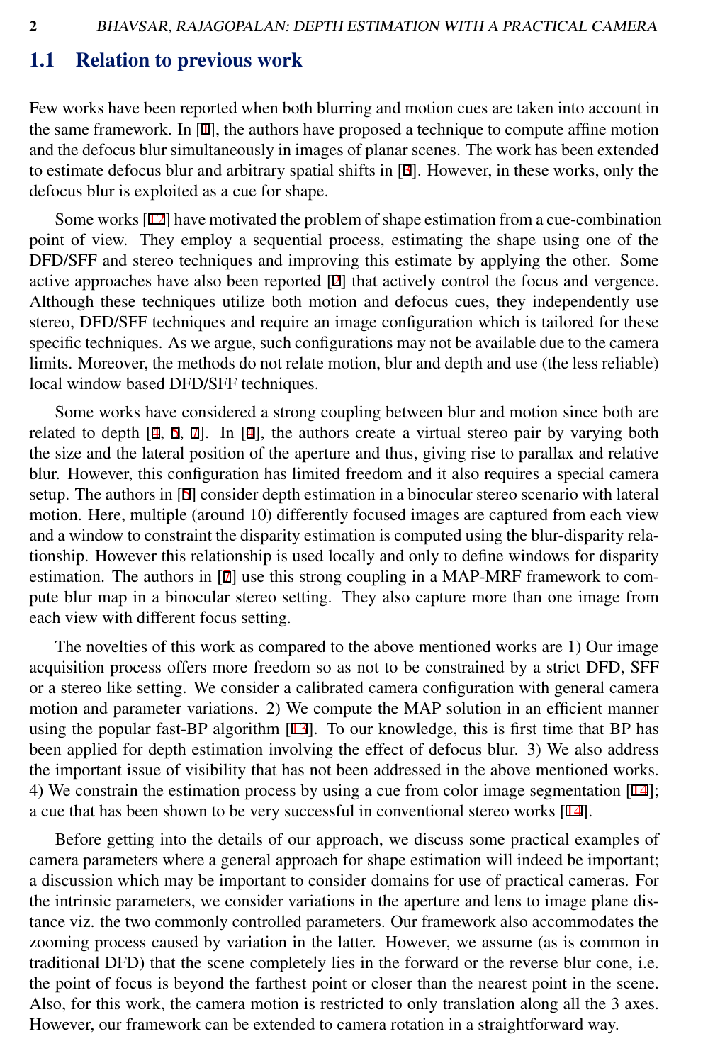## 1.1 Relation to previous work

Few works have been reported when both blurring and motion cues are taken into account in the same framework. In [1], the authors have proposed a technique to compute affine motion and the defocus blur simultaneously in images of planar scenes. The work has been extended to estimate defocus blur and arbitrary spatial shifts in [3]. However, in these works, only the defocus blur is exploited as a cue for shape.

Some works [12] have motivated the problem of shape estimation from a cue-combination point of view. They employ a sequential process, estimating the shape using one of the DFD/SFF and stereo techniques and improving this estimate by applying the other. Some active approaches have also been reported [2] that actively control the focus and vergence. Although these techniques utilize both motion and defocus cues, they independently use stereo, DFD/SFF techniques and require an image configuration which is tailored for these specific techniques. As we argue, such configurations may not be available due to the camera limits. Moreover, the methods do not relate motion, blur and depth and use (the less reliable) local window based DFD/SFF techniques.

Some works have considered a strong coupling between blur and motion since both are related to depth [4, 5, 7]. In [4], the authors create a virtual stereo pair by varying both the size and the lateral position of the aperture and thus, giving rise to parallax and relative blur. However, this configuration has limited freedom and it also requires a special camera setup. The authors in [5] consider depth estimation in a binocular stereo scenario with lateral motion. Here, multiple (around 10) differently focused images are captured from each view and a window to constraint the disparity estimation is computed using the blur-disparity relationship. However this relationship is used locally and only to define windows for disparity estimation. The authors in [7] use this strong coupling in a MAP-MRF framework to compute blur map in a binocular stereo setting. They also capture more than one image from each view with different focus setting.

The novelties of this work as compared to the above mentioned works are 1) Our image acquisition process offers more freedom so as not to be constrained by a strict DFD, SFF or a stereo like setting. We consider a calibrated camera configuration with general camera motion and parameter variations. 2) We compute the MAP solution in an efficient manner using the popular fast-BP algorithm [13]. To our knowledge, this is first time that BP has been applied for depth estimation involving the effect of defocus blur. 3) We also address the important issue of visibility that has not been addressed in the above mentioned works. 4) We constrain the estimation process by using a cue from color image segmentation [14]; a cue that has been shown to be very successful in conventional stereo works [14].

Before getting into the details of our approach, we discuss some practical examples of camera parameters where a general approach for shape estimation will indeed be important; a discussion which may be important to consider domains for use of practical cameras. For the intrinsic parameters, we consider variations in the aperture and lens to image plane distance viz. the two commonly controlled parameters. Our framework also accommodates the zooming process caused by variation in the latter. However, we assume (as is common in traditional DFD) that the scene completely lies in the forward or the reverse blur cone, i.e. the point of focus is beyond the farthest point or closer than the nearest point in the scene. Also, for this work, the camera motion is restricted to only translation along all the 3 axes. However, our framework can be extended to camera rotation in a straightforward way.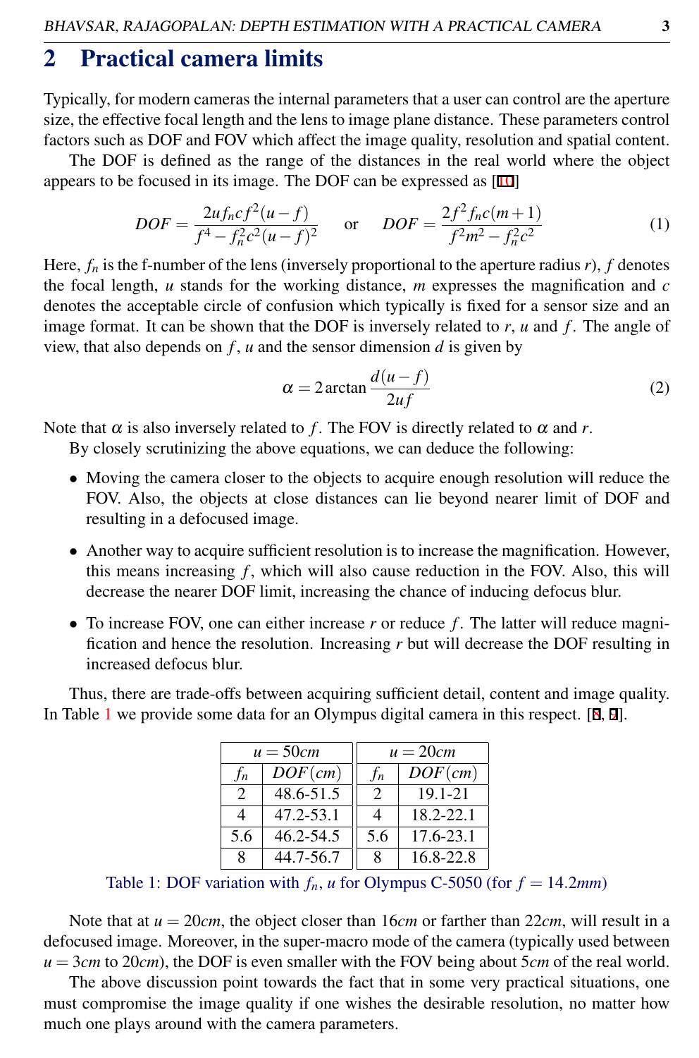## 2 Practical camera limits

Typically, for modern cameras the internal parameters that a user can control are the aperture size, the effective focal length and the lens to image plane distance. These parameters control factors such as DOF and FOV which affect the image quality, resolution and spatial content.

The DOF is defined as the range of the distances in the real world where the object appears to be focused in its image. The DOF can be expressed as [10]

$$DOF = \frac{2uf_n cf^2(u-f)}{f^4 - f_n^2 c^2 (u-f)^2} \quad \text{or} \quad DOF = \frac{2f^2 f_n c(m+1)}{f^2 m^2 - f_n^2 c^2} \tag{1}$$

Here, $f_n$ is the f-number of the lens (inversely proportional to the aperture radius $r$), $f$ denotes the focal length, $u$ stands for the working distance, $m$ expresses the magnification and $c$ denotes the acceptable circle of confusion which typically is fixed for a sensor size and an image format. It can be shown that the DOF is inversely related to $r$, $u$ and $f$. The angle of view, that also depends on $f$, $u$ and the sensor dimension $d$ is given by

$$\alpha = 2\arctan\frac{d(u-f)}{2uf} \tag{2}$$

Note that $\alpha$ is also inversely related to $f$. The FOV is directly related to $\alpha$ and $r$.

By closely scrutinizing the above equations, we can deduce the following:

- Moving the camera closer to the objects to acquire enough resolution will reduce the FOV. Also, the objects at close distances can lie beyond nearer limit of DOF and resulting in a defocused image.
- Another way to acquire sufficient resolution is to increase the magnification. However, this means increasing $f$, which will also cause reduction in the FOV. Also, this will decrease the nearer DOF limit, increasing the chance of inducing defocus blur.
- To increase FOV, one can either increase $r$ or reduce $f$. The latter will reduce magnification and hence the resolution. Increasing $r$ but will decrease the DOF resulting in increased defocus blur.

Thus, there are trade-offs between acquiring sufficient detail, content and image quality. In Table 1 we provide some data for an Olympus digital camera in this respect. [8, 2].

| $u = 50cm$ | | $u = 20cm$ | |
|---|---|---|---|
| $f_n$ | $DOF(cm)$ | $f_n$ | $DOF(cm)$ |
| 2 | 48.6-51.5 | 2 | 19.1-21 |
| 4 | 47.2-53.1 | 4 | 18.2-22.1 |
| 5.6 | 46.2-54.5 | 5.6 | 17.6-23.1 |
| 8 | 44.7-56.7 | 8 | 16.8-22.8 |

Table 1: DOF variation with $f_n$, $u$ for Olympus C-5050 (for $f = 14.2mm$)

Note that at $u = 20cm$, the object closer than $16cm$ or farther than $22cm$, will result in a defocused image. Moreover, in the super-macro mode of the camera (typically used between $u = 3cm$ to $20cm$), the DOF is even smaller with the FOV being about $5cm$ of the real world.

The above discussion point towards the fact that in some very practical situations, one must compromise the image quality if one wishes the desirable resolution, no matter how much one plays around with the camera parameters.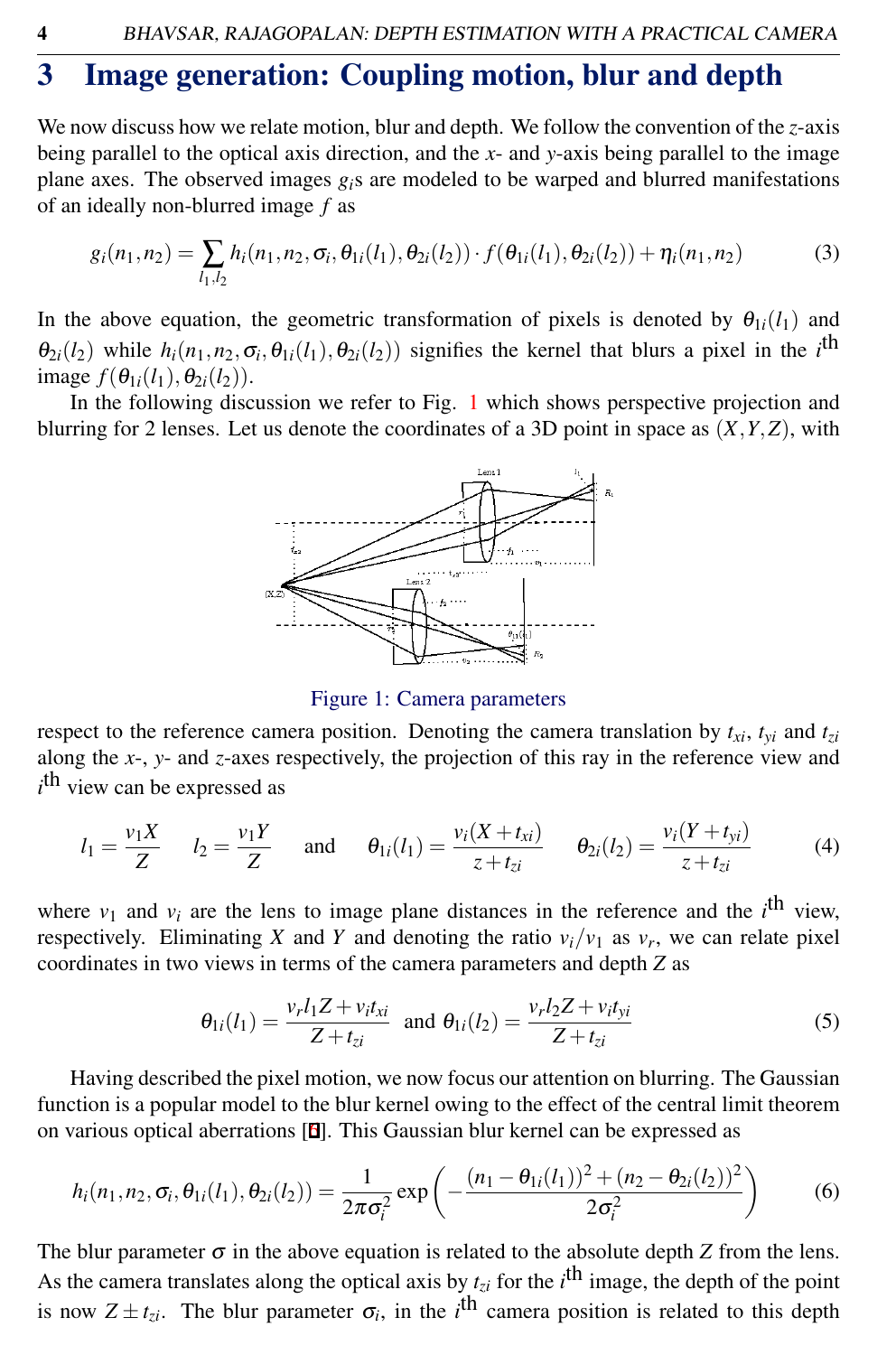# 3 Image generation: Coupling motion, blur and depth

We now discuss how we relate motion, blur and depth. We follow the convention of the $z$-axis being parallel to the optical axis direction, and the $x$- and $y$-axis being parallel to the image plane axes. The observed images $g_i$s are modeled to be warped and blurred manifestations of an ideally non-blurred image $f$ as

$$g_i(n_1,n_2) = \sum_{l_1,l_2} h_i(n_1,n_2,\sigma_i,\theta_{1i}(l_1),\theta_{2i}(l_2)) \cdot f(\theta_{1i}(l_1),\theta_{2i}(l_2)) + \eta_i(n_1,n_2) \tag{3}$$

In the above equation, the geometric transformation of pixels is denoted by $\theta_{1i}(l_1)$ and $\theta_{2i}(l_2)$ while $h_i(n_1,n_2,\sigma_i,\theta_{1i}(l_1),\theta_{2i}(l_2))$ signifies the kernel that blurs a pixel in the $i^{\text{th}}$ image $f(\theta_{1i}(l_1),\theta_{2i}(l_2))$.

In the following discussion we refer to Fig. 1 which shows perspective projection and blurring for 2 lenses. Let us denote the coordinates of a 3D point in space as $(X,Y,Z)$, with

Figure 1: Camera parameters

respect to the reference camera position. Denoting the camera translation by $t_{xi}$, $t_{yi}$ and $t_{zi}$ along the $x$-, $y$- and $z$-axes respectively, the projection of this ray in the reference view and $i^{\text{th}}$ view can be expressed as

$$l_1 = \frac{v_1 X}{Z} \qquad l_2 = \frac{v_1 Y}{Z} \qquad \text{and} \qquad \theta_{1i}(l_1) = \frac{v_i(X+t_{xi})}{z+t_{zi}} \qquad \theta_{2i}(l_2) = \frac{v_i(Y+t_{yi})}{z+t_{zi}} \tag{4}$$

where $v_1$ and $v_i$ are the lens to image plane distances in the reference and the $i^{\text{th}}$ view, respectively. Eliminating $X$ and $Y$ and denoting the ratio $v_i/v_1$ as $v_r$, we can relate pixel coordinates in two views in terms of the camera parameters and depth $Z$ as

$$\theta_{1i}(l_1) = \frac{v_r l_1 Z + v_i t_{xi}}{Z+t_{zi}} \ \text{ and } \ \theta_{1i}(l_2) = \frac{v_r l_2 Z + v_i t_{yi}}{Z+t_{zi}} \tag{5}$$

Having described the pixel motion, we now focus our attention on blurring. The Gaussian function is a popular model to the blur kernel owing to the effect of the central limit theorem on various optical aberrations [6]. This Gaussian blur kernel can be expressed as

$$h_i(n_1,n_2,\sigma_i,\theta_{1i}(l_1),\theta_{2i}(l_2)) = \frac{1}{2\pi\sigma_i^2} \exp\left(-\frac{(n_1-\theta_{1i}(l_1))^2 + (n_2-\theta_{2i}(l_2))^2}{2\sigma_i^2}\right) \tag{6}$$

The blur parameter $\sigma$ in the above equation is related to the absolute depth $Z$ from the lens. As the camera translates along the optical axis by $t_{zi}$ for the $i^{\text{th}}$ image, the depth of the point is now $Z \pm t_{zi}$. The blur parameter $\sigma_i$, in the $i^{\text{th}}$ camera position is related to this depth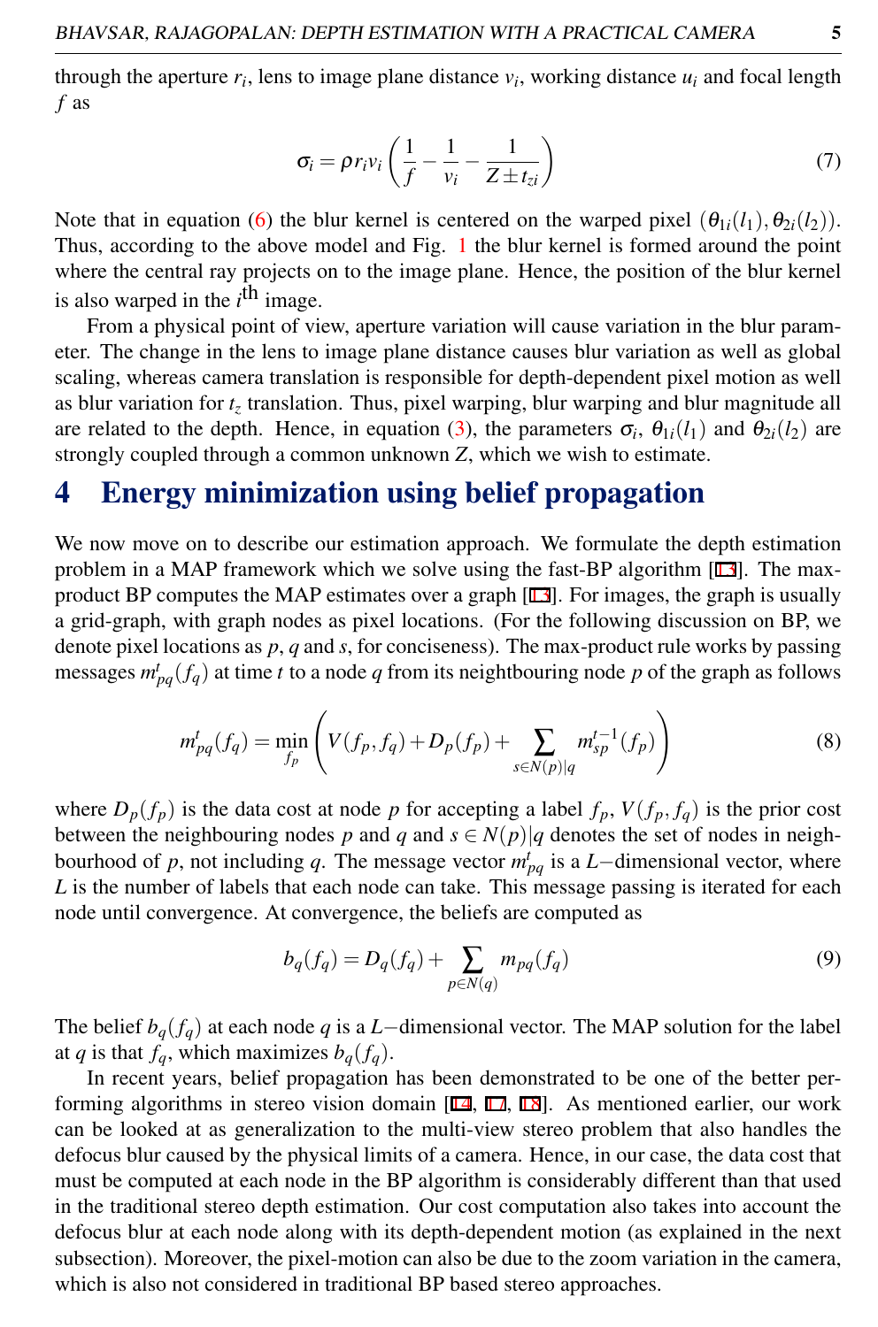through the aperture $r_i$, lens to image plane distance $v_i$, working distance $u_i$ and focal length $f$ as

$$\sigma_i = \rho r_i v_i \left( \frac{1}{f} - \frac{1}{v_i} - \frac{1}{Z \pm t_{zi}} \right) \tag{7}$$

Note that in equation (6) the blur kernel is centered on the warped pixel $(\theta_{1i}(l_1), \theta_{2i}(l_2))$. Thus, according to the above model and Fig. 1 the blur kernel is formed around the point where the central ray projects on to the image plane. Hence, the position of the blur kernel is also warped in the $i^{\text{th}}$ image.

From a physical point of view, aperture variation will cause variation in the blur parameter. The change in the lens to image plane distance causes blur variation as well as global scaling, whereas camera translation is responsible for depth-dependent pixel motion as well as blur variation for $t_z$ translation. Thus, pixel warping, blur warping and blur magnitude all are related to the depth. Hence, in equation (3), the parameters $\sigma_i$, $\theta_{1i}(l_1)$ and $\theta_{2i}(l_2)$ are strongly coupled through a common unknown $Z$, which we wish to estimate.

# 4 Energy minimization using belief propagation

We now move on to describe our estimation approach. We formulate the depth estimation problem in a MAP framework which we solve using the fast-BP algorithm [13]. The max-product BP computes the MAP estimates over a graph [13]. For images, the graph is usually a grid-graph, with graph nodes as pixel locations. (For the following discussion on BP, we denote pixel locations as $p$, $q$ and $s$, for conciseness). The max-product rule works by passing messages $m^t_{pq}(f_q)$ at time $t$ to a node $q$ from its neighbouring node $p$ of the graph as follows

$$m^t_{pq}(f_q) = \min_{f_p} \left( V(f_p, f_q) + D_p(f_p) + \sum_{s \in N(p)|q} m^{t-1}_{sp}(f_p) \right) \tag{8}$$

where $D_p(f_p)$ is the data cost at node $p$ for accepting a label $f_p$, $V(f_p, f_q)$ is the prior cost between the neighbouring nodes $p$ and $q$ and $s \in N(p)|q$ denotes the set of nodes in neighbourhood of $p$, not including $q$. The message vector $m^t_{pq}$ is a $L-$dimensional vector, where $L$ is the number of labels that each node can take. This message passing is iterated for each node until convergence. At convergence, the beliefs are computed as

$$b_q(f_q) = D_q(f_q) + \sum_{p \in N(q)} m_{pq}(f_q) \tag{9}$$

The belief $b_q(f_q)$ at each node $q$ is a $L-$dimensional vector. The MAP solution for the label at $q$ is that $f_q$, which maximizes $b_q(f_q)$.

In recent years, belief propagation has been demonstrated to be one of the better performing algorithms in stereo vision domain [14, 17, 18]. As mentioned earlier, our work can be looked at as generalization to the multi-view stereo problem that also handles the defocus blur caused by the physical limits of a camera. Hence, in our case, the data cost that must be computed at each node in the BP algorithm is considerably different than that used in the traditional stereo depth estimation. Our cost computation also takes into account the defocus blur at each node along with its depth-dependent motion (as explained in the next subsection). Moreover, the pixel-motion can also be due to the zoom variation in the camera, which is also not considered in traditional BP based stereo approaches.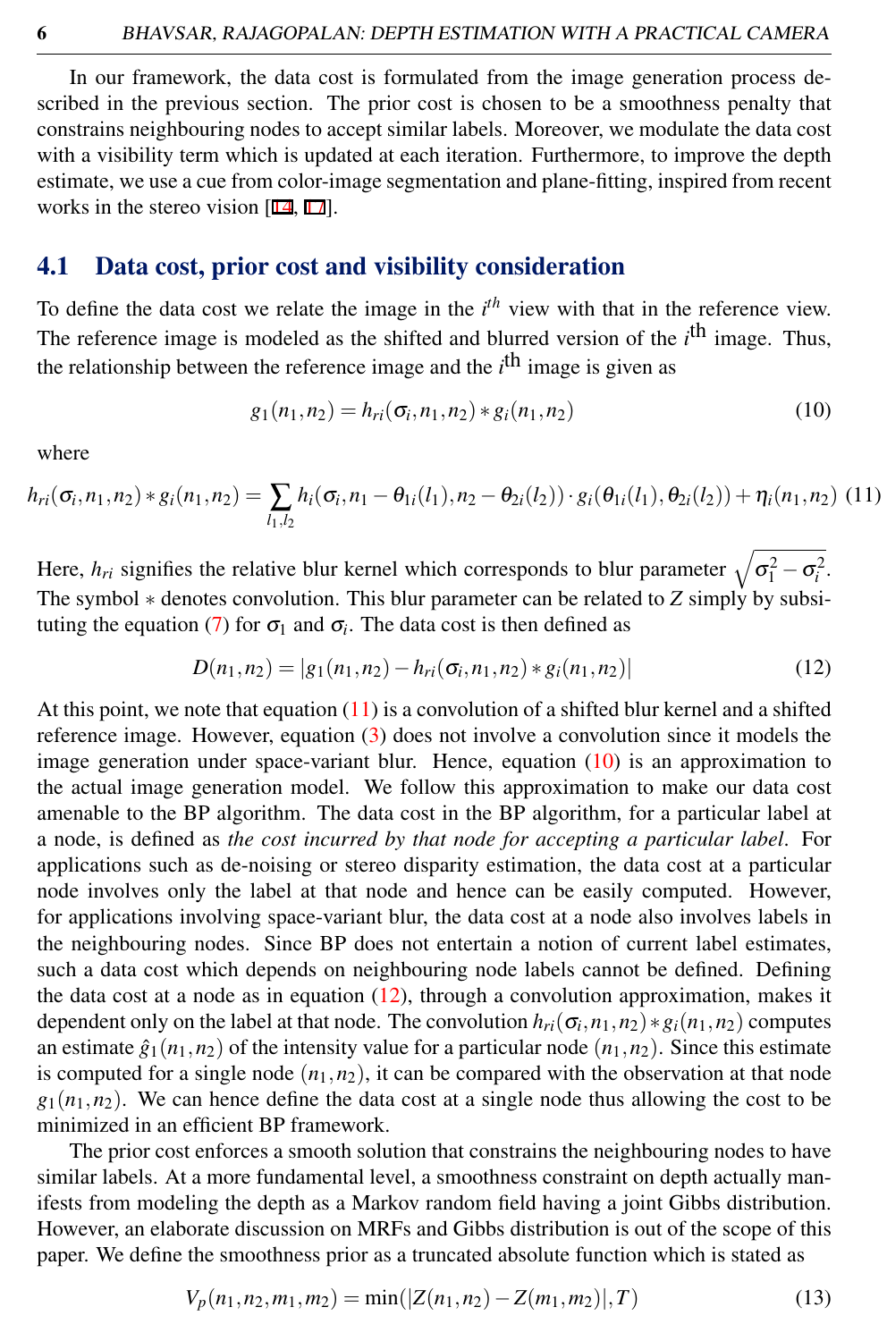In our framework, the data cost is formulated from the image generation process described in the previous section. The prior cost is chosen to be a smoothness penalty that constrains neighbouring nodes to accept similar labels. Moreover, we modulate the data cost with a visibility term which is updated at each iteration. Furthermore, to improve the depth estimate, we use a cue from color-image segmentation and plane-fitting, inspired from recent works in the stereo vision [14, 17].

## 4.1 Data cost, prior cost and visibility consideration

To define the data cost we relate the image in the $i^{th}$ view with that in the reference view. The reference image is modeled as the shifted and blurred version of the $i^{\text{th}}$ image. Thus, the relationship between the reference image and the $i^{\text{th}}$ image is given as

$$g_1(n_1,n_2) = h_{ri}(\sigma_i,n_1,n_2) * g_i(n_1,n_2) \tag{10}$$

where

$$h_{ri}(\sigma_i,n_1,n_2) * g_i(n_1,n_2) = \sum_{l_1,l_2} h_i(\sigma_i, n_1-\theta_{1i}(l_1), n_2-\theta_{2i}(l_2)) \cdot g_i(\theta_{1i}(l_1),\theta_{2i}(l_2)) + \eta_i(n_1,n_2) \tag{11}$$

Here, $h_{ri}$ signifies the relative blur kernel which corresponds to blur parameter $\sqrt{\sigma_1^2 - \sigma_i^2}$. The symbol $*$ denotes convolution. This blur parameter can be related to $Z$ simply by subsituting the equation (7) for $\sigma_1$ and $\sigma_i$. The data cost is then defined as

$$D(n_1,n_2) = |g_1(n_1,n_2) - h_{ri}(\sigma_i,n_1,n_2) * g_i(n_1,n_2)| \tag{12}$$

At this point, we note that equation (11) is a convolution of a shifted blur kernel and a shifted reference image. However, equation (3) does not involve a convolution since it models the image generation under space-variant blur. Hence, equation (10) is an approximation to the actual image generation model. We follow this approximation to make our data cost amenable to the BP algorithm. The data cost in the BP algorithm, for a particular label at a node, is defined as *the cost incurred by that node for accepting a particular label*. For applications such as de-noising or stereo disparity estimation, the data cost at a particular node involves only the label at that node and hence can be easily computed. However, for applications involving space-variant blur, the data cost at a node also involves labels in the neighbouring nodes. Since BP does not entertain a notion of current label estimates, such a data cost which depends on neighbouring node labels cannot be defined. Defining the data cost at a node as in equation (12), through a convolution approximation, makes it dependent only on the label at that node. The convolution $h_{ri}(\sigma_i,n_1,n_2) * g_i(n_1,n_2)$ computes an estimate $\hat{g}_1(n_1,n_2)$ of the intensity value for a particular node $(n_1,n_2)$. Since this estimate is computed for a single node $(n_1,n_2)$, it can be compared with the observation at that node $g_1(n_1,n_2)$. We can hence define the data cost at a single node thus allowing the cost to be minimized in an efficient BP framework.

The prior cost enforces a smooth solution that constrains the neighbouring nodes to have similar labels. At a more fundamental level, a smoothness constraint on depth actually manifests from modeling the depth as a Markov random field having a joint Gibbs distribution. However, an elaborate discussion on MRFs and Gibbs distribution is out of the scope of this paper. We define the smoothness prior as a truncated absolute function which is stated as

$$V_p(n_1,n_2,m_1,m_2) = \min(|Z(n_1,n_2) - Z(m_1,m_2)|, T) \tag{13}$$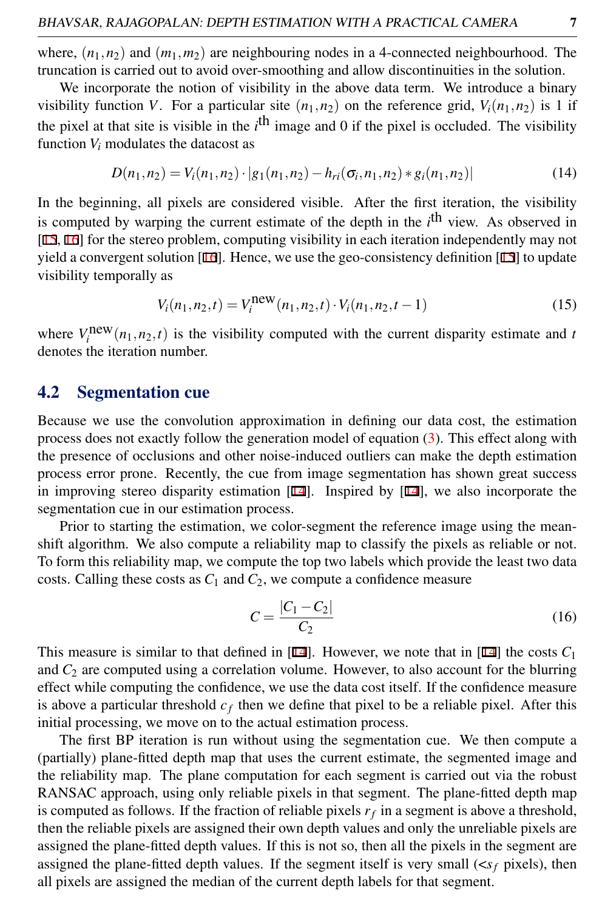where, $(n_1,n_2)$ and $(m_1,m_2)$ are neighbouring nodes in a 4-connected neighbourhood. The truncation is carried out to avoid over-smoothing and allow discontinuities in the solution.

We incorporate the notion of visibility in the above data term. We introduce a binary visibility function $V$. For a particular site $(n_1,n_2)$ on the reference grid, $V_i(n_1,n_2)$ is 1 if the pixel at that site is visible in the $i^{\text{th}}$ image and 0 if the pixel is occluded. The visibility function $V_i$ modulates the datacost as

$$D(n_1,n_2) = V_i(n_1,n_2) \cdot |g_1(n_1,n_2) - h_{ri}(\sigma_i,n_1,n_2) * g_i(n_1,n_2)| \tag{14}$$

In the beginning, all pixels are considered visible. After the first iteration, the visibility is computed by warping the current estimate of the depth in the $i^{\text{th}}$ view. As observed in [15, 16] for the stereo problem, computing visibility in each iteration independently may not yield a convergent solution [16]. Hence, we use the geo-consistency definition [15] to update visibility temporally as

$$V_i(n_1,n_2,t) = V_i^{\text{new}}(n_1,n_2,t) \cdot V_i(n_1,n_2,t-1) \tag{15}$$

where $V_i^{\text{new}}(n_1,n_2,t)$ is the visibility computed with the current disparity estimate and $t$ denotes the iteration number.

## 4.2 Segmentation cue

Because we use the convolution approximation in defining our data cost, the estimation process does not exactly follow the generation model of equation (3). This effect along with the presence of occlusions and other noise-induced outliers can make the depth estimation process error prone. Recently, the cue from image segmentation has shown great success in improving stereo disparity estimation [14]. Inspired by [14], we also incorporate the segmentation cue in our estimation process.

Prior to starting the estimation, we color-segment the reference image using the mean-shift algorithm. We also compute a reliability map to classify the pixels as reliable or not. To form this reliability map, we compute the top two labels which provide the least two data costs. Calling these costs as $C_1$ and $C_2$, we compute a confidence measure

$$C = \frac{|C_1 - C_2|}{C_2} \tag{16}$$

This measure is similar to that defined in [14]. However, we note that in [14] the costs $C_1$ and $C_2$ are computed using a correlation volume. However, to also account for the blurring effect while computing the confidence, we use the data cost itself. If the confidence measure is above a particular threshold $c_f$ then we define that pixel to be a reliable pixel. After this initial processing, we move on to the actual estimation process.

The first BP iteration is run without using the segmentation cue. We then compute a (partially) plane-fitted depth map that uses the current estimate, the segmented image and the reliability map. The plane computation for each segment is carried out via the robust RANSAC approach, using only reliable pixels in that segment. The plane-fitted depth map is computed as follows. If the fraction of reliable pixels $r_f$ in a segment is above a threshold, then the reliable pixels are assigned their own depth values and only the unreliable pixels are assigned the plane-fitted depth values. If this is not so, then all the pixels in the segment are assigned the plane-fitted depth values. If the segment itself is very small ($<s_f$ pixels), then all pixels are assigned the median of the current depth labels for that segment.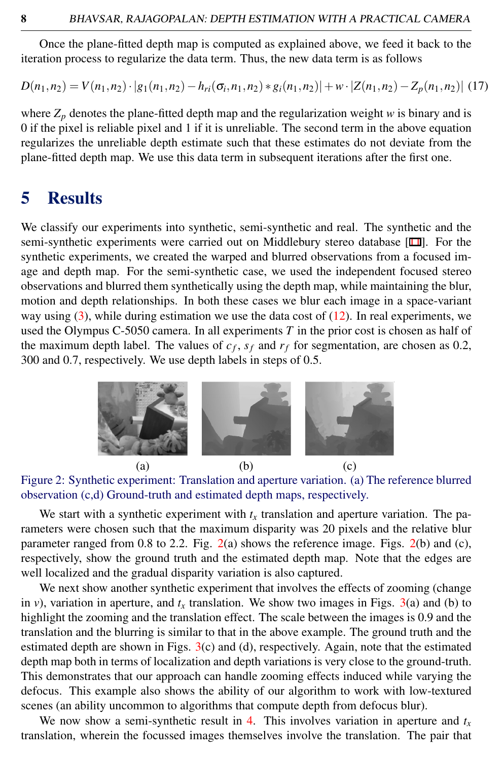Once the plane-fitted depth map is computed as explained above, we feed it back to the iteration process to regularize the data term. Thus, the new data term is as follows

$$D(n_1,n_2) = V(n_1,n_2) \cdot |g_1(n_1,n_2) - h_{ri}(\sigma_i,n_1,n_2) * g_i(n_1,n_2)| + w \cdot |Z(n_1,n_2) - Z_p(n_1,n_2)| \quad (17)$$

where $Z_p$ denotes the plane-fitted depth map and the regularization weight $w$ is binary and is 0 if the pixel is reliable pixel and 1 if it is unreliable. The second term in the above equation regularizes the unreliable depth estimate such that these estimates do not deviate from the plane-fitted depth map. We use this data term in subsequent iterations after the first one.

# 5 Results

We classify our experiments into synthetic, semi-synthetic and real. The synthetic and the semi-synthetic experiments were carried out on Middlebury stereo database [11]. For the synthetic experiments, we created the warped and blurred observations from a focused image and depth map. For the semi-synthetic case, we used the independent focused stereo observations and blurred them synthetically using the depth map, while maintaining the blur, motion and depth relationships. In both these cases we blur each image in a space-variant way using (3), while during estimation we use the data cost of (12). In real experiments, we used the Olympus C-5050 camera. In all experiments $T$ in the prior cost is chosen as half of the maximum depth label. The values of $c_f$, $s_f$ and $r_f$ for segmentation, are chosen as 0.2, 300 and 0.7, respectively. We use depth labels in steps of 0.5.

(a) (b) (c)

Figure 2: Synthetic experiment: Translation and aperture variation. (a) The reference blurred observation (c,d) Ground-truth and estimated depth maps, respectively.

We start with a synthetic experiment with $t_x$ translation and aperture variation. The parameters were chosen such that the maximum disparity was 20 pixels and the relative blur parameter ranged from 0.8 to 2.2. Fig. 2(a) shows the reference image. Figs. 2(b) and (c), respectively, show the ground truth and the estimated depth map. Note that the edges are well localized and the gradual disparity variation is also captured.

We next show another synthetic experiment that involves the effects of zooming (change in $v$), variation in aperture, and $t_x$ translation. We show two images in Figs. 3(a) and (b) to highlight the zooming and the translation effect. The scale between the images is 0.9 and the translation and the blurring is similar to that in the above example. The ground truth and the estimated depth are shown in Figs. 3(c) and (d), respectively. Again, note that the estimated depth map both in terms of localization and depth variations is very close to the ground-truth. This demonstrates that our approach can handle zooming effects induced while varying the defocus. This example also shows the ability of our algorithm to work with low-textured scenes (an ability uncommon to algorithms that compute depth from defocus blur).

We now show a semi-synthetic result in 4. This involves variation in aperture and $t_x$ translation, wherein the focussed images themselves involve the translation. The pair that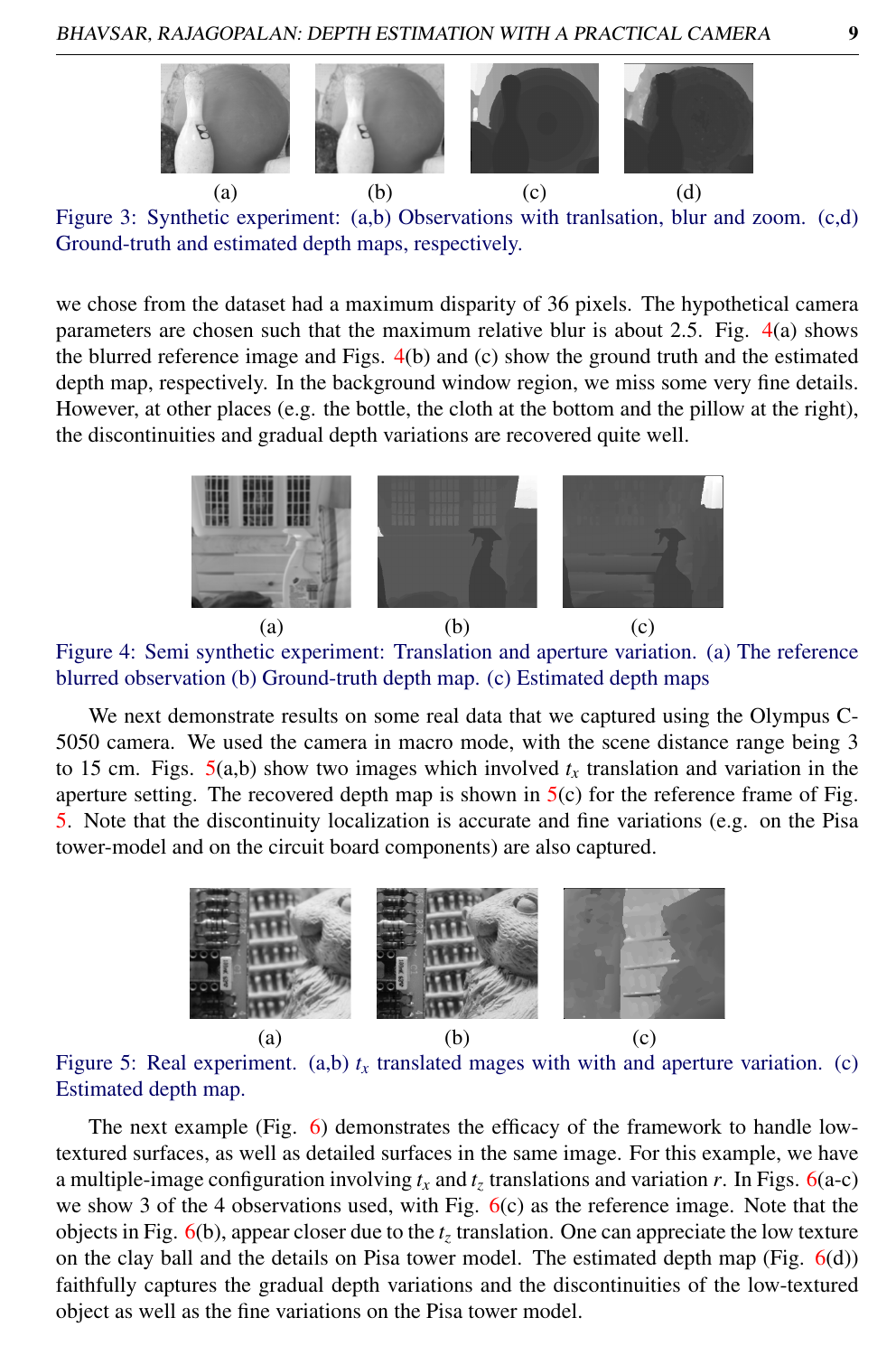(a) (b) (c) (d)

Figure 3: Synthetic experiment: (a,b) Observations with tranlsation, blur and zoom. (c,d) Ground-truth and estimated depth maps, respectively.

we chose from the dataset had a maximum disparity of 36 pixels. The hypothetical camera parameters are chosen such that the maximum relative blur is about 2.5. Fig. 4(a) shows the blurred reference image and Figs. 4(b) and (c) show the ground truth and the estimated depth map, respectively. In the background window region, we miss some very fine details. However, at other places (e.g. the bottle, the cloth at the bottom and the pillow at the right), the discontinuities and gradual depth variations are recovered quite well.

(a) (b) (c)

Figure 4: Semi synthetic experiment: Translation and aperture variation. (a) The reference blurred observation (b) Ground-truth depth map. (c) Estimated depth maps

We next demonstrate results on some real data that we captured using the Olympus C-5050 camera. We used the camera in macro mode, with the scene distance range being 3 to 15 cm. Figs. 5(a,b) show two images which involved $t_x$ translation and variation in the aperture setting. The recovered depth map is shown in 5(c) for the reference frame of Fig. 5. Note that the discontinuity localization is accurate and fine variations (e.g. on the Pisa tower-model and on the circuit board components) are also captured.

(a) (b) (c)

Figure 5: Real experiment. (a,b) $t_x$ translated mages with with and aperture variation. (c) Estimated depth map.

The next example (Fig. 6) demonstrates the efficacy of the framework to handle low-textured surfaces, as well as detailed surfaces in the same image. For this example, we have a multiple-image configuration involving $t_x$ and $t_z$ translations and variation $r$. In Figs. 6(a-c) we show 3 of the 4 observations used, with Fig. 6(c) as the reference image. Note that the objects in Fig. 6(b), appear closer due to the $t_z$ translation. One can appreciate the low texture on the clay ball and the details on Pisa tower model. The estimated depth map (Fig. 6(d)) faithfully captures the gradual depth variations and the discontinuities of the low-textured object as well as the fine variations on the Pisa tower model.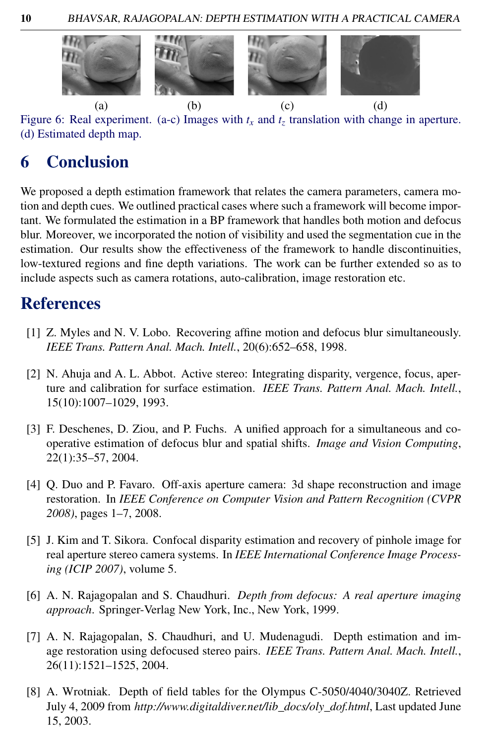(a) (b) (c) (d)

Figure 6: Real experiment. (a-c) Images with $t_x$ and $t_z$ translation with change in aperture. (d) Estimated depth map.

# 6 Conclusion

We proposed a depth estimation framework that relates the camera parameters, camera motion and depth cues. We outlined practical cases where such a framework will become important. We formulated the estimation in a BP framework that handles both motion and defocus blur. Moreover, we incorporated the notion of visibility and used the segmentation cue in the estimation. Our results show the effectiveness of the framework to handle discontinuities, low-textured regions and fine depth variations. The work can be further extended so as to include aspects such as camera rotations, auto-calibration, image restoration etc.

# References

[1] Z. Myles and N. V. Lobo. Recovering affine motion and defocus blur simultaneously. *IEEE Trans. Pattern Anal. Mach. Intell.*, 20(6):652–658, 1998.

[2] N. Ahuja and A. L. Abbot. Active stereo: Integrating disparity, vergence, focus, aperture and calibration for surface estimation. *IEEE Trans. Pattern Anal. Mach. Intell.*, 15(10):1007–1029, 1993.

[3] F. Deschenes, D. Ziou, and P. Fuchs. A unified approach for a simultaneous and cooperative estimation of defocus blur and spatial shifts. *Image and Vision Computing*, 22(1):35–57, 2004.

[4] Q. Duo and P. Favaro. Off-axis aperture camera: 3d shape reconstruction and image restoration. In *IEEE Conference on Computer Vision and Pattern Recognition (CVPR 2008)*, pages 1–7, 2008.

[5] J. Kim and T. Sikora. Confocal disparity estimation and recovery of pinhole image for real aperture stereo camera systems. In *IEEE International Conference Image Processing (ICIP 2007)*, volume 5.

[6] A. N. Rajagopalan and S. Chaudhuri. *Depth from defocus: A real aperture imaging approach*. Springer-Verlag New York, Inc., New York, 1999.

[7] A. N. Rajagopalan, S. Chaudhuri, and U. Mudenagudi. Depth estimation and image restoration using defocused stereo pairs. *IEEE Trans. Pattern Anal. Mach. Intell.*, 26(11):1521–1525, 2004.

[8] A. Wrotniak. Depth of field tables for the Olympus C-5050/4040/3040Z. Retrieved July 4, 2009 from *http://www.digitaldiver.net/lib_docs/oly_dof.html*, Last updated June 15, 2003.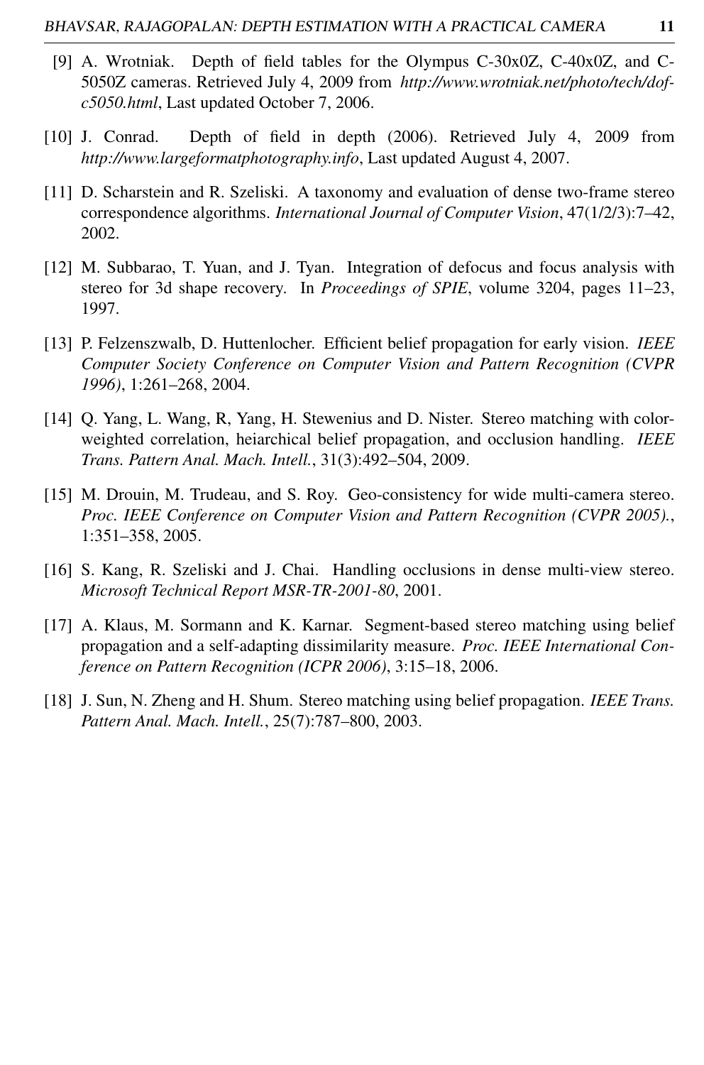[9] A. Wrotniak. Depth of field tables for the Olympus C-30x0Z, C-40x0Z, and C-5050Z cameras. Retrieved July 4, 2009 from *http://www.wrotniak.net/photo/tech/dof-c5050.html*, Last updated October 7, 2006.

[10] J. Conrad. Depth of field in depth (2006). Retrieved July 4, 2009 from *http://www.largeformatphotography.info*, Last updated August 4, 2007.

[11] D. Scharstein and R. Szeliski. A taxonomy and evaluation of dense two-frame stereo correspondence algorithms. *International Journal of Computer Vision*, 47(1/2/3):7–42, 2002.

[12] M. Subbarao, T. Yuan, and J. Tyan. Integration of defocus and focus analysis with stereo for 3d shape recovery. In *Proceedings of SPIE*, volume 3204, pages 11–23, 1997.

[13] P. Felzenszwalb, D. Huttenlocher. Efficient belief propagation for early vision. *IEEE Computer Society Conference on Computer Vision and Pattern Recognition (CVPR 1996)*, 1:261–268, 2004.

[14] Q. Yang, L. Wang, R, Yang, H. Stewenius and D. Nister. Stereo matching with color-weighted correlation, heiarchical belief propagation, and occlusion handling. *IEEE Trans. Pattern Anal. Mach. Intell.*, 31(3):492–504, 2009.

[15] M. Drouin, M. Trudeau, and S. Roy. Geo-consistency for wide multi-camera stereo. *Proc. IEEE Conference on Computer Vision and Pattern Recognition (CVPR 2005).*, 1:351–358, 2005.

[16] S. Kang, R. Szeliski and J. Chai. Handling occlusions in dense multi-view stereo. *Microsoft Technical Report MSR-TR-2001-80*, 2001.

[17] A. Klaus, M. Sormann and K. Karnar. Segment-based stereo matching using belief propagation and a self-adapting dissimilarity measure. *Proc. IEEE International Conference on Pattern Recognition (ICPR 2006)*, 3:15–18, 2006.

[18] J. Sun, N. Zheng and H. Shum. Stereo matching using belief propagation. *IEEE Trans. Pattern Anal. Mach. Intell.*, 25(7):787–800, 2003.